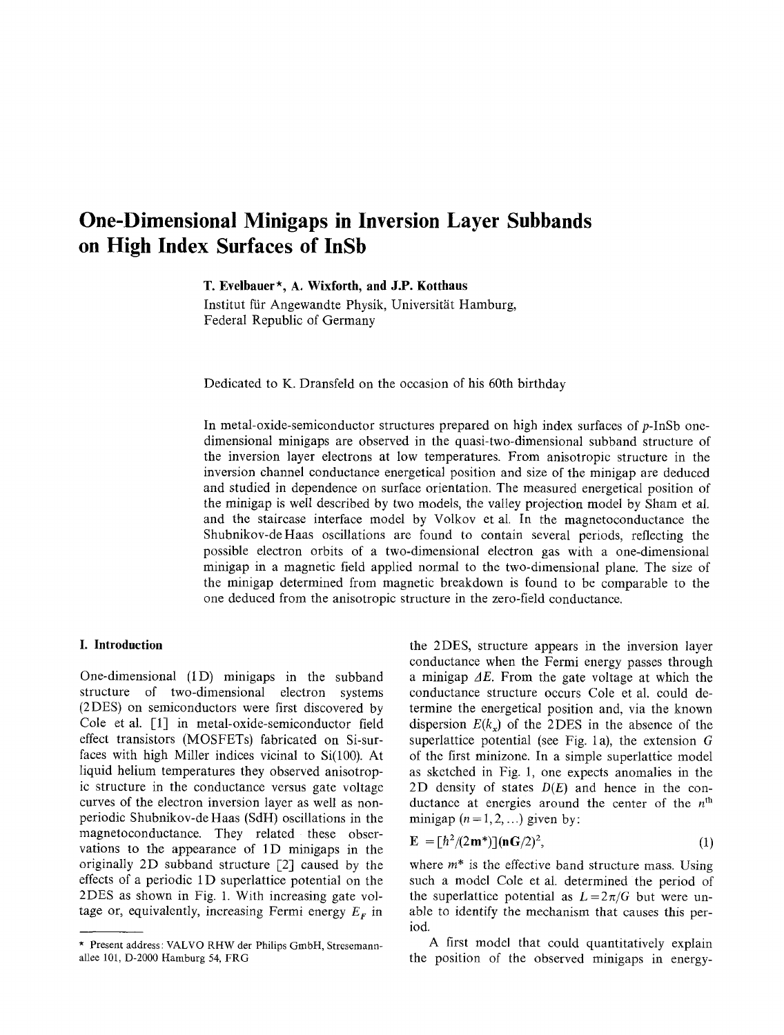# One-Dimensional Minigaps in Inversion Layer Subbands on High Index Surfaces of InSb

**T. Evelbauer***, **A. Wixforth, and J.P. Kotthaus**

Institut für Angewandte Physik, Universität Hamburg, Federal Republic of Germany

Dedicated to K. Dransfeld on the occasion of his 60th birthday

In metal-oxide-semiconductor structures prepared on high index surfaces of *p*-InSb one-dimensional minigaps are observed in the quasi-two-dimensional subband structure of the inversion layer electrons at low temperatures. From anisotropic structure in the inversion channel conductance energetical position and size of the minigap are deduced and studied in dependence on surface orientation. The measured energetical position of the minigap is well described by two models, the valley projection model by Sham et al. and the staircase interface model by Volkov et al. In the magnetoconductance the Shubnikov-de Haas oscillations are found to contain several periods, reflecting the possible electron orbits of a two-dimensional electron gas with a one-dimensional minigap in a magnetic field applied normal to the two-dimensional plane. The size of the minigap determined from magnetic breakdown is found to be comparable to the one deduced from the anisotropic structure in the zero-field conductance.

## I. Introduction

One-dimensional (1D) minigaps in the subband structure of two-dimensional electron systems (2DES) on semiconductors were first discovered by Cole et al. [1] in metal-oxide-semiconductor field effect transistors (MOSFETs) fabricated on Si-surfaces with high Miller indices vicinal to Si(100). At liquid helium temperatures they observed anisotropic structure in the conductance versus gate voltage curves of the electron inversion layer as well as non-periodic Shubnikov-de Haas (SdH) oscillations in the magnetoconductance. They related these observations to the appearance of 1D minigaps in the originally 2D subband structure [2] caused by the effects of a periodic 1D superlattice potential on the 2DES as shown in Fig. 1. With increasing gate voltage or, equivalently, increasing Fermi energy $E_F$ in the 2DES, structure appears in the inversion layer conductance when the Fermi energy passes through a minigap $\Delta E$. From the gate voltage at which the conductance structure occurs Cole et al. could determine the energetical position and, via the known dispersion $E(k_x)$ of the 2DES in the absence of the superlattice potential (see Fig. 1a), the extension $G$ of the first minizone. In a simple superlattice model as sketched in Fig. 1, one expects anomalies in the 2D density of states $D(E)$ and hence in the conductance at energies around the center of the $n^{\text{th}}$ minigap ($n = 1, 2, \ldots$) given by:

$$E = [\hbar^2/(2m^*)](nG/2)^2, \tag{1}$$

where $m^*$ is the effective band structure mass. Using such a model Cole et al. determined the period of the superlattice potential as $L = 2\pi/G$ but were unable to identify the mechanism that causes this period.

A first model that could quantitatively explain the position of the observed minigaps in energy-

---

* Present address: VALVO RHW der Philips GmbH, Stresemannallee 101, D-2000 Hamburg 54, FRG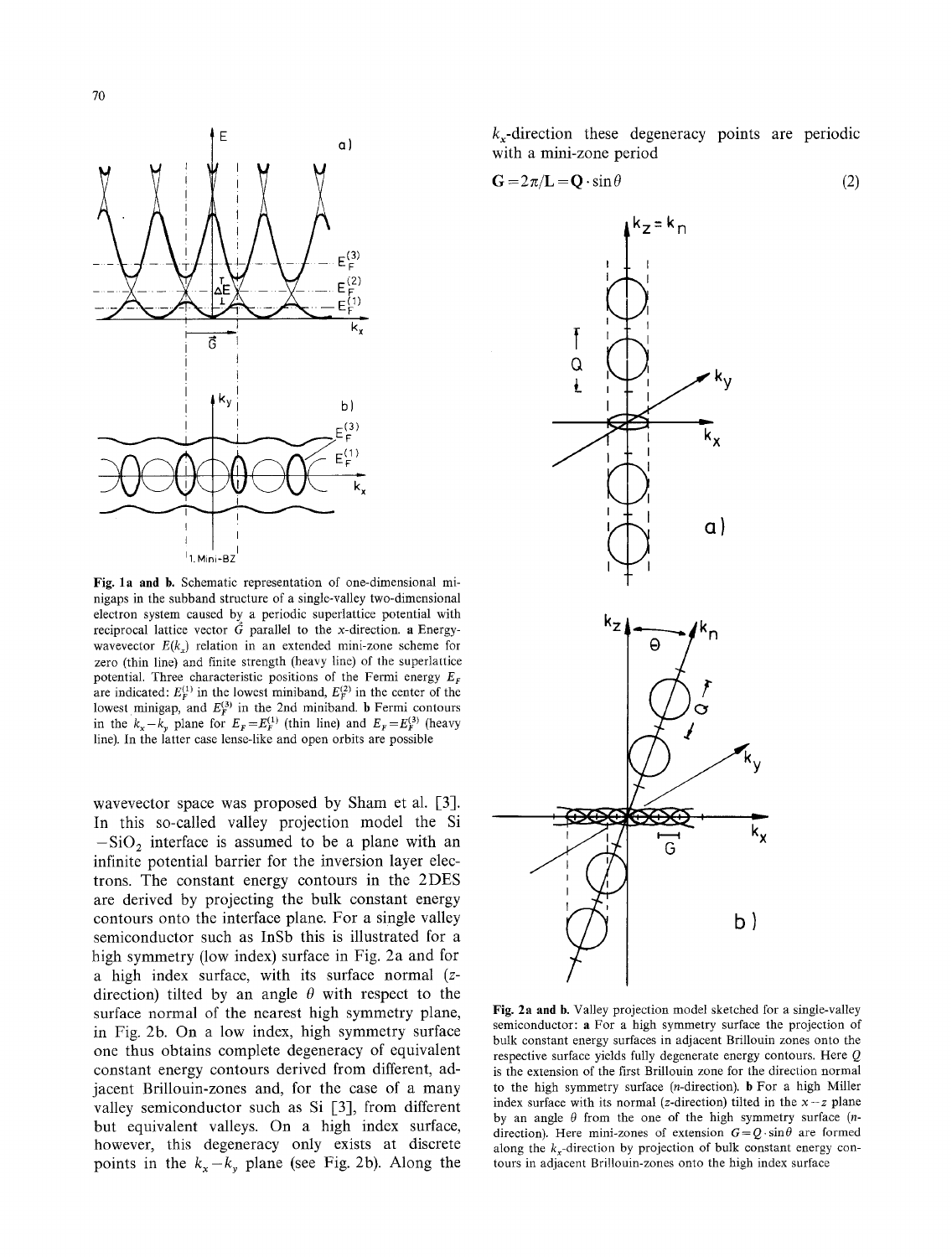Fig. 1a and b. Schematic representation of one-dimensional minigaps in the subband structure of a single-valley two-dimensional electron system caused by a periodic superlattice potential with reciprocal lattice vector $\vec{G}$ parallel to the $x$-direction. **a** Energy-wavevector $E(k_x)$ relation in an extended mini-zone scheme for zero (thin line) and finite strength (heavy line) of the superlattice potential. Three characteristic positions of the Fermi energy $E_F$ are indicated: $E_F^{(1)}$ in the lowest miniband, $E_F^{(2)}$ in the center of the lowest minigap, and $E_F^{(3)}$ in the 2nd miniband. **b** Fermi contours in the $k_x - k_y$ plane for $E_F = E_F^{(1)}$ (thin line) and $E_F = E_F^{(3)}$ (heavy line). In the latter case lense-like and open orbits are possible

wavevector space was proposed by Sham et al. [3]. In this so-called valley projection model the Si $-\text{SiO}_2$ interface is assumed to be a plane with an infinite potential barrier for the inversion layer electrons. The constant energy contours in the 2DES are derived by projecting the bulk constant energy contours onto the interface plane. For a single valley semiconductor such as InSb this is illustrated for a high symmetry (low index) surface in Fig. 2a and for a high index surface, with its surface normal ($z$-direction) tilted by an angle $\theta$ with respect to the surface normal of the nearest high symmetry plane, in Fig. 2b. On a low index, high symmetry surface one thus obtains complete degeneracy of equivalent constant energy contours derived from different, adjacent Brillouin-zones and, for the case of a many valley semiconductor such as Si [3], from different but equivalent valleys. On a high index surface, however, this degeneracy only exists at discrete points in the $k_x - k_y$ plane (see Fig. 2b). Along the $k_x$-direction these degeneracy points are periodic with a mini-zone period

$$G = 2\pi/L = Q \cdot \sin\theta \tag{2}$$

Fig. 2a and b. Valley projection model sketched for a single-valley semiconductor: **a** For a high symmetry surface the projection of bulk constant energy surfaces in adjacent Brillouin zones onto the respective surface yields fully degenerate energy contours. Here $Q$ is the extension of the first Brillouin zone for the direction normal to the high symmetry surface ($n$-direction). **b** For a high Miller index surface with its normal ($z$-direction) tilted in the $x-z$ plane by an angle $\theta$ from the one of the high symmetry surface ($n$-direction). Here mini-zones of extension $G = Q \cdot \sin\theta$ are formed along the $k_x$-direction by projection of bulk constant energy contours in adjacent Brillouin-zones onto the high index surface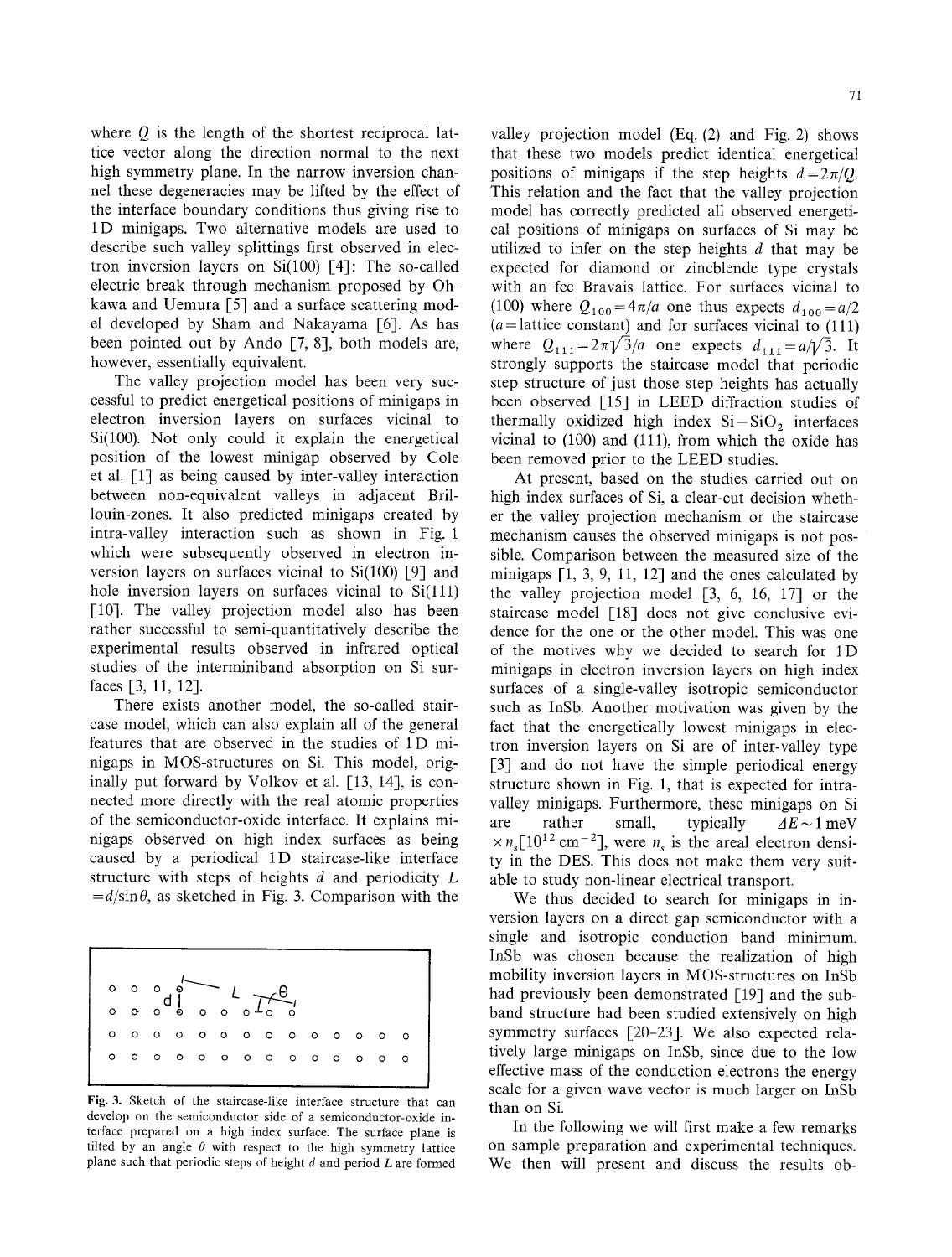where $Q$ is the length of the shortest reciprocal lattice vector along the direction normal to the next high symmetry plane. In the narrow inversion channel these degeneracies may be lifted by the effect of the interface boundary conditions thus giving rise to 1D minigaps. Two alternative models are used to describe such valley splittings first observed in electron inversion layers on Si(100) [4]: The so-called electric break through mechanism proposed by Ohkawa and Uemura [5] and a surface scattering model developed by Sham and Nakayama [6]. As has been pointed out by Ando [7, 8], both models are, however, essentially equivalent.

The valley projection model has been very successful to predict energetical positions of minigaps in electron inversion layers on surfaces vicinal to Si(100). Not only could it explain the energetical position of the lowest minigap observed by Cole et al. [1] as being caused by inter-valley interaction between non-equivalent valleys in adjacent Brillouin-zones. It also predicted minigaps created by intra-valley interaction such as shown in Fig. 1 which were subsequently observed in electron inversion layers on surfaces vicinal to Si(100) [9] and hole inversion layers on surfaces vicinal to Si(111) [10]. The valley projection model also has been rather successful to semi-quantitatively describe the experimental results observed in infrared optical studies of the interminiband absorption on Si surfaces [3, 11, 12].

There exists another model, the so-called staircase model, which can also explain all of the general features that are observed in the studies of 1D minigaps in MOS-structures on Si. This model, originally put forward by Volkov et al. [13, 14], is connected more directly with the real atomic properties of the semiconductor-oxide interface. It explains minigaps observed on high index surfaces as being caused by a periodical 1D staircase-like interface structure with steps of heights $d$ and periodicity $L = d/\sin\theta$, as sketched in Fig. 3. Comparison with the valley projection model (Eq. (2) and Fig. 2) shows that these two models predict identical energetical positions of minigaps if the step heights $d = 2\pi/Q$. This relation and the fact that the valley projection model has correctly predicted all observed energetical positions of minigaps on surfaces of Si may be utilized to infer on the step heights $d$ that may be expected for diamond or zincblende type crystals with an fcc Bravais lattice. For surfaces vicinal to (100) where $Q_{100} = 4\pi/a$ one thus expects $d_{100} = a/2$ ($a$ = lattice constant) and for surfaces vicinal to (111) where $Q_{111} = 2\pi\sqrt{3}/a$ one expects $d_{111} = a/\sqrt{3}$. It strongly supports the staircase model that periodic step structure of just those step heights has actually been observed [15] in LEED diffraction studies of thermally oxidized high index $Si-SiO_2$ interfaces vicinal to (100) and (111), from which the oxide has been removed prior to the LEED studies.

Fig. 3. Sketch of the staircase-like interface structure that can develop on the semiconductor side of a semiconductor-oxide interface prepared on a high index surface. The surface plane is tilted by an angle $\theta$ with respect to the high symmetry lattice plane such that periodic steps of height $d$ and period $L$ are formed

At present, based on the studies carried out on high index surfaces of Si, a clear-cut decision whether the valley projection mechanism or the staircase mechanism causes the observed minigaps is not possible. Comparison between the measured size of the minigaps [1, 3, 9, 11, 12] and the ones calculated by the valley projection model [3, 6, 16, 17] or the staircase model [18] does not give conclusive evidence for the one or the other model. This was one of the motives why we decided to search for 1D minigaps in electron inversion layers on high index surfaces of a single-valley isotropic semiconductor such as InSb. Another motivation was given by the fact that the energetically lowest minigaps in electron inversion layers on Si are of inter-valley type [3] and do not have the simple periodical energy structure shown in Fig. 1, that is expected for intra-valley minigaps. Furthermore, these minigaps on Si are rather small, typically $\Delta E \sim 1$ meV $\times n_s[10^{12}$ cm$^{-2}]$, were $n_s$ is the areal electron density in the DES. This does not make them very suitable to study non-linear electrical transport.

We thus decided to search for minigaps in inversion layers on a direct gap semiconductor with a single and isotropic conduction band minimum. InSb was chosen because the realization of high mobility inversion layers in MOS-structures on InSb had previously been demonstrated [19] and the subband structure had been studied extensively on high symmetry surfaces [20–23]. We also expected relatively large minigaps on InSb, since due to the low effective mass of the conduction electrons the energy scale for a given wave vector is much larger on InSb than on Si.

In the following we will first make a few remarks on sample preparation and experimental techniques. We then will present and discuss the results ob-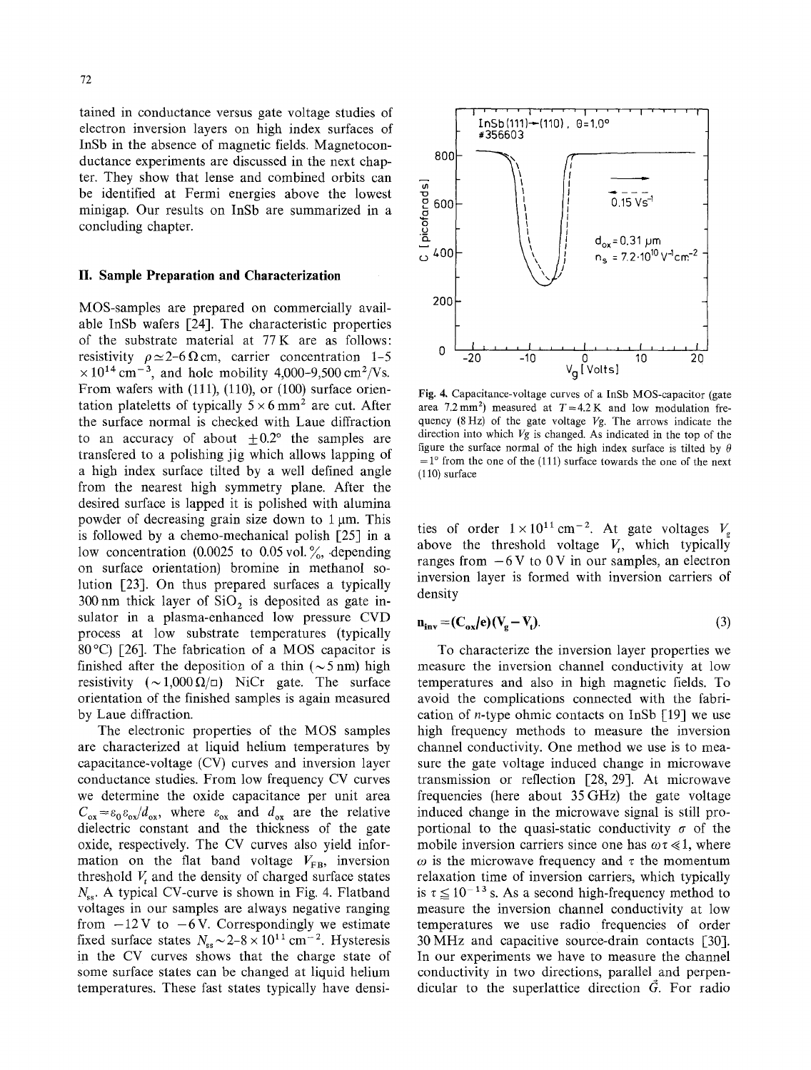tained in conductance versus gate voltage studies of electron inversion layers on high index surfaces of InSb in the absence of magnetic fields. Magnetoconductance experiments are discussed in the next chapter. They show that lense and combined orbits can be identified at Fermi energies above the lowest minigap. Our results on InSb are summarized in a concluding chapter.

## II. Sample Preparation and Characterization

MOS-samples are prepared on commercially available InSb wafers [24]. The characteristic properties of the substrate material at 77 K are as follows: resistivity $\rho \simeq 2$–$6\,\Omega$cm, carrier concentration 1–5 $\times 10^{14}\,\text{cm}^{-3}$, and hole mobility 4,000–9,500 $\text{cm}^2$/Vs. From wafers with (111), (110), or (100) surface orientation plateletts of typically $5 \times 6\,\text{mm}^2$ are cut. After the surface normal is checked with Laue diffraction to an accuracy of about $\pm 0.2°$ the samples are transfered to a polishing jig which allows lapping of a high index surface tilted by a well defined angle from the nearest high symmetry plane. After the desired surface is lapped it is polished with alumina powder of decreasing grain size down to 1 µm. This is followed by a chemo-mechanical polish [25] in a low concentration (0.0025 to 0.05 vol.%, depending on surface orientation) bromine in methanol solution [23]. On thus prepared surfaces a typically 300 nm thick layer of $SiO_2$ is deposited as gate insulator in a plasma-enhanced low pressure CVD process at low substrate temperatures (typically 80°C) [26]. The fabrication of a MOS capacitor is finished after the deposition of a thin ($\sim 5$ nm) high resistivity ($\sim 1{,}000\,\Omega/\square$) NiCr gate. The surface orientation of the finished samples is again measured by Laue diffraction.

The electronic properties of the MOS samples are characterized at liquid helium temperatures by capacitance-voltage (CV) curves and inversion layer conductance studies. From low frequency CV curves we determine the oxide capacitance per unit area $C_{ox} = \varepsilon_0 \varepsilon_{ox}/d_{ox}$, where $\varepsilon_{ox}$ and $d_{ox}$ are the relative dielectric constant and the thickness of the gate oxide, respectively. The CV curves also yield information on the flat band voltage $V_{FB}$, inversion threshold $V_t$ and the density of charged surface states $N_{ss}$. A typical CV-curve is shown in Fig. 4. Flatband voltages in our samples are always negative ranging from $-12$ V to $-6$ V. Correspondingly we estimate fixed surface states $N_{ss} \sim 2$–$8 \times 10^{11}\,\text{cm}^{-2}$. Hysteresis in the CV curves shows that the charge state of some surface states can be changed at liquid helium temperatures. These fast states typically have densities of order $1 \times 10^{11}\,\text{cm}^{-2}$. At gate voltages $V_g$ above the threshold voltage $V_t$, which typically ranges from $-6$ V to 0 V in our samples, an electron inversion layer is formed with inversion carriers of density

$$n_{inv} = (C_{ox}/e)(V_g - V_t). \tag{3}$$

Fig. 4. Capacitance-voltage curves of a InSb MOS-capacitor (gate area $7.2\,\text{mm}^2$) measured at $T = 4.2$ K and low modulation frequency (8 Hz) of the gate voltage $Vg$. The arrows indicate the direction into which $Vg$ is changed. As indicated in the top of the figure the surface normal of the high index surface is tilted by $\theta = 1°$ from the one of the (111) surface towards the one of the next (110) surface

To characterize the inversion layer properties we measure the inversion channel conductivity at low temperatures and also in high magnetic fields. To avoid the complications connected with the fabrication of $n$-type ohmic contacts on InSb [19] we use high frequency methods to measure the inversion channel conductivity. One method we use is to measure the gate voltage induced change in microwave transmission or reflection [28, 29]. At microwave frequencies (here about 35 GHz) the gate voltage induced change in the microwave signal is still proportional to the quasi-static conductivity $\sigma$ of the mobile inversion carriers since one has $\omega\tau \ll 1$, where $\omega$ is the microwave frequency and $\tau$ the momentum relaxation time of inversion carriers, which typically is $\tau \lesssim 10^{-13}$ s. As a second high-frequency method to measure the inversion channel conductivity at low temperatures we use radio frequencies of order 30 MHz and capacitive source-drain contacts [30]. In our experiments we have to measure the channel conductivity in two directions, parallel and perpendicular to the superlattice direction $\vec{G}$. For radio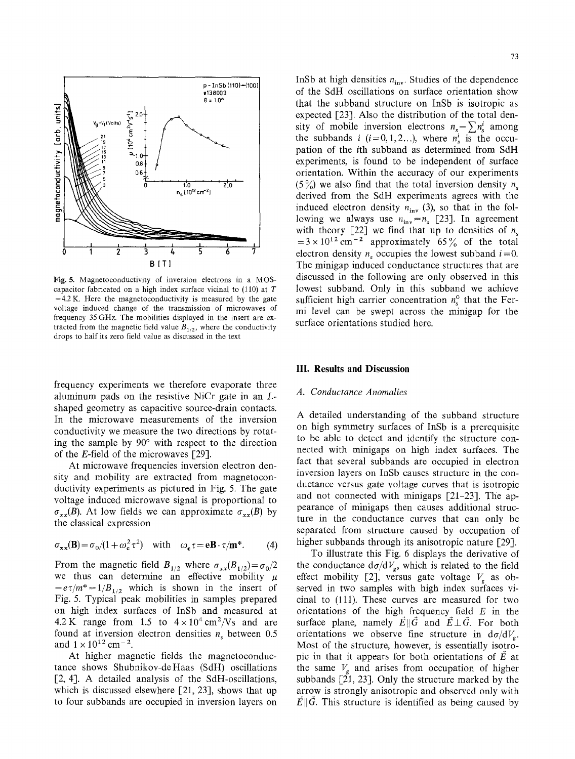Fig. 5. Magnetoconductivity of inversion electrons in a MOS-capacitor fabricated on a high index surface vicinal to (110) at $T = 4.2$ K. Here the magnetoconductivity is measured by the gate voltage induced change of the transmission of microwaves of frequency 35 GHz. The mobilities displayed in the insert are extracted from the magnetic field value $B_{1/2}$, where the conductivity drops to half its zero field value as discussed in the text

frequency experiments we therefore evaporate three aluminum pads on the resistive NiCr gate in an $L$-shaped geometry as capacitive source-drain contacts. In the microwave measurements of the inversion conductivity we measure the two directions by rotating the sample by 90° with respect to the direction of the $E$-field of the microwaves [29].

At microwave frequencies inversion electron density and mobility are extracted from magnetoconductivity experiments as pictured in Fig. 5. The gate voltage induced microwave signal is proportional to $\sigma_{xx}(B)$. At low fields we can approximate $\sigma_{xx}(B)$ by the classical expression

$$\sigma_{xx}(\mathbf{B}) = \sigma_0/(1+\omega_c^2\tau^2) \quad \text{with} \quad \omega_c\tau = \mathbf{eB}\cdot\tau/\mathbf{m}^*. \tag{4}$$

From the magnetic field $B_{1/2}$ where $\sigma_{xx}(B_{1/2}) = \sigma_0/2$ we thus can determine an effective mobility $\mu = e\tau/m^* = 1/B_{1/2}$ which is shown in the insert of Fig. 5. Typical peak mobilities in samples prepared on high index surfaces of InSb and measured at 4.2 K range from 1.5 to $4\times10^4\,\mathrm{cm^2/Vs}$ and are found at inversion electron densities $n_s$ between 0.5 and $1\times10^{12}\,\mathrm{cm^{-2}}$.

At higher magnetic fields the magnetoconductance shows Shubnikov-deHaas (SdH) oscillations [2, 4]. A detailed analysis of the SdH-oscillations, which is discussed elsewhere [21, 23], shows that up to four subbands are occupied in inversion layers on InSb at high densities $n_{\mathrm{inv}}$. Studies of the dependence of the SdH oscillations on surface orientation show that the subband structure on InSb is isotropic as expected [23]. Also the distribution of the total density of mobile inversion electrons $n_s = \sum n_s^i$ among the subbands $i$ ($i = 0, 1, 2\ldots$), where $n_s^i$ is the occupation of the $i$th subband as determined from SdH experiments, is found to be independent of surface orientation. Within the accuracy of our experiments (5%) we also find that the total inversion density $n_s$ derived from the SdH experiments agrees with the induced electron density $n_{\mathrm{inv}}$ (3), so that in the following we always use $n_{\mathrm{inv}} = n_s$ [23]. In agreement with theory [22] we find that up to densities of $n_s = 3\times10^{12}\,\mathrm{cm^{-2}}$ approximately 65% of the total electron density $n_s$ occupies the lowest subband $i=0$. The minigap induced conductance structures that are discussed in the following are only observed in this lowest subband. Only in this subband we achieve sufficient high carrier concentration $n_s^0$ that the Fermi level can be swept across the minigap for the surface orientations studied here.

## III. Results and Discussion

### A. Conductance Anomalies

A detailed understanding of the subband structure on high symmetry surfaces of InSb is a prerequisite to be able to detect and identify the structure connected with minigaps on high index surfaces. The fact that several subbands are occupied in electron inversion layers on InSb causes structure in the conductance versus gate voltage curves that is isotropic and not connected with minigaps [21–23]. The appearance of minigaps then causes additional structure in the conductance curves that can only be separated from structure caused by occupation of higher subbands through its anisotropic nature [29].

To illustrate this Fig. 6 displays the derivative of the conductance $d\sigma/dV_g$, which is related to the field effect mobility [2], versus gate voltage $V_g$ as observed in two samples with high index surfaces vicinal to (111). These curves are measured for two orientations of the high frequency field $E$ in the surface plane, namely $\vec{E}\parallel\vec{G}$ and $\vec{E}\perp\vec{G}$. For both orientations we observe fine structure in $d\sigma/dV_g$. Most of the structure, however, is essentially isotropic in that it appears for both orientations of $\vec{E}$ at the same $V_g$ and arises from occupation of higher subbands [21, 23]. Only the structure marked by the arrow is strongly anisotropic and observed only with $\vec{E}\parallel\vec{G}$. This structure is identified as being caused by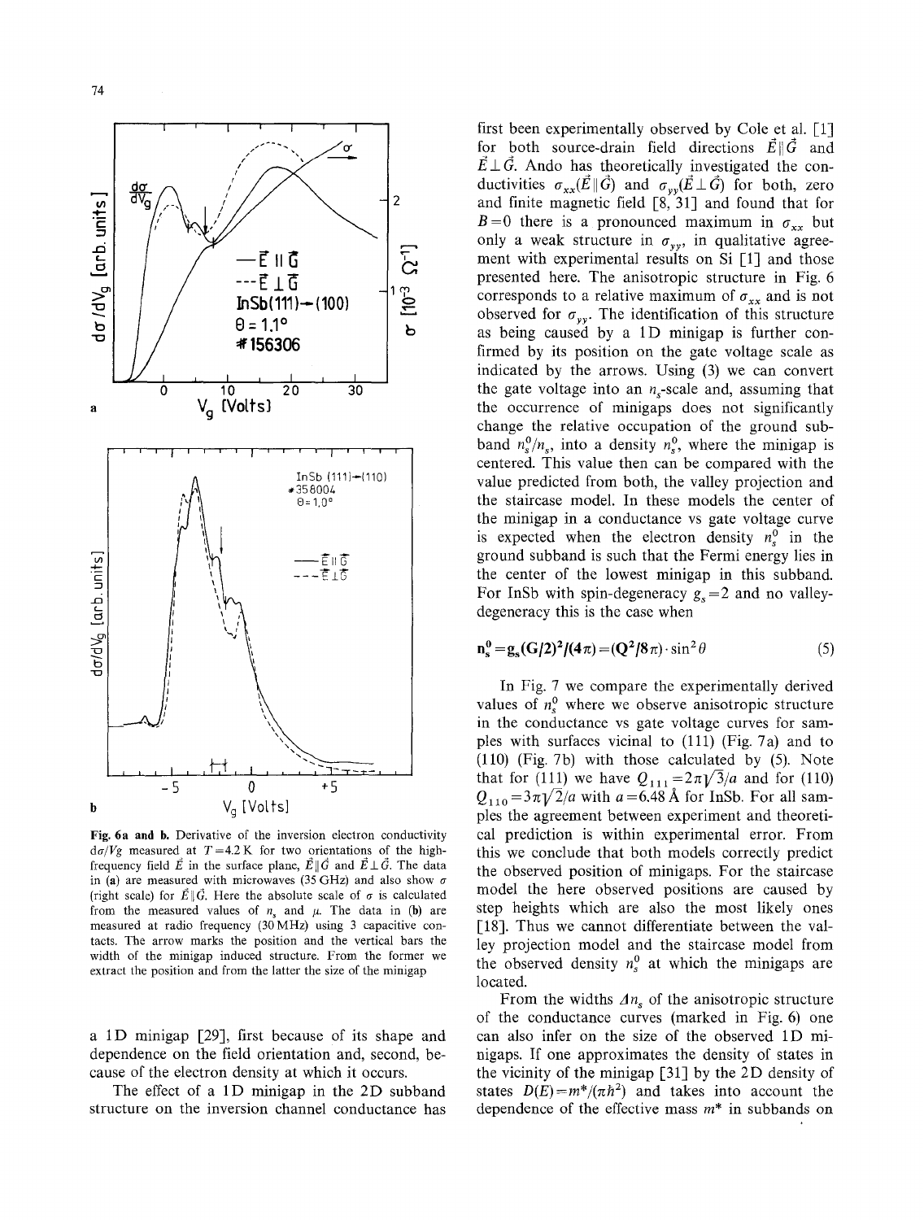Fig. 6a and b. Derivative of the inversion electron conductivity $d\sigma/Vg$ measured at $T=4.2$ K for two orientations of the high-frequency field $\vec{E}$ in the surface plane, $\vec{E}\parallel\vec{G}$ and $\vec{E}\perp\vec{G}$. The data in (a) are measured with microwaves (35 GHz) and also show $\sigma$ (right scale) for $\vec{E}\parallel\vec{G}$. Here the absolute scale of $\sigma$ is calculated from the measured values of $n_s$ and $\mu$. The data in (b) are measured at radio frequency (30 MHz) using 3 capacitive contacts. The arrow marks the position and the vertical bars the width of the minigap induced structure. From the former we extract the position and from the latter the size of the minigap

a 1D minigap [29], first because of its shape and dependence on the field orientation and, second, because of the electron density at which it occurs.

The effect of a 1D minigap in the 2D subband structure on the inversion channel conductance has first been experimentally observed by Cole et al. [1] for both source-drain field directions $\vec{E}\parallel\vec{G}$ and $\vec{E}\perp\vec{G}$. Ando has theoretically investigated the conductivities $\sigma_{xx}(\vec{E}\parallel\vec{G})$ and $\sigma_{yy}(\vec{E}\perp\vec{G})$ for both, zero and finite magnetic field [8, 31] and found that for $B=0$ there is a pronounced maximum in $\sigma_{xx}$ but only a weak structure in $\sigma_{yy}$, in qualitative agreement with experimental results on Si [1] and those presented here. The anisotropic structure in Fig. 6 corresponds to a relative maximum of $\sigma_{xx}$ and is not observed for $\sigma_{yy}$. The identification of this structure as being caused by a 1D minigap is further confirmed by its position on the gate voltage scale as indicated by the arrows. Using (3) we can convert the gate voltage into an $n_s$-scale and, assuming that the occurrence of minigaps does not significantly change the relative occupation of the ground subband $n_s^0/n_s$, into a density $n_s^0$, where the minigap is centered. This value then can be compared with the value predicted from both, the valley projection and the staircase model. In these models the center of the minigap in a conductance vs gate voltage curve is expected when the electron density $n_s^0$ in the ground subband is such that the Fermi energy lies in the center of the lowest minigap in this subband. For InSb with spin-degeneracy $g_s=2$ and no valley-degeneracy this is the case when

$$n_s^0 = g_s(G/2)^2/(4\pi) = (Q^2/8\pi)\cdot\sin^2\theta \qquad (5)$$

In Fig. 7 we compare the experimentally derived values of $n_s^0$ where we observe anisotropic structure in the conductance vs gate voltage curves for samples with surfaces vicinal to (111) (Fig. 7a) and to (110) (Fig. 7b) with those calculated by (5). Note that for (111) we have $Q_{111}=2\pi\sqrt{3}/a$ and for (110) $Q_{110}=3\pi\sqrt{2}/a$ with $a=6.48$ Å for InSb. For all samples the agreement between experiment and theoretical prediction is within experimental error. From this we conclude that both models correctly predict the observed position of minigaps. For the staircase model the here observed positions are caused by step heights which are also the most likely ones [18]. Thus we cannot differentiate between the valley projection model and the staircase model from the observed density $n_s^0$ at which the minigaps are located.

From the widths $\Delta n_s$ of the anisotropic structure of the conductance curves (marked in Fig. 6) one can also infer on the size of the observed 1D minigaps. If one approximates the density of states in the vicinity of the minigap [31] by the 2D density of states $D(E)=m^*/(\pi\hbar^2)$ and takes into account the dependence of the effective mass $m^*$ in subbands on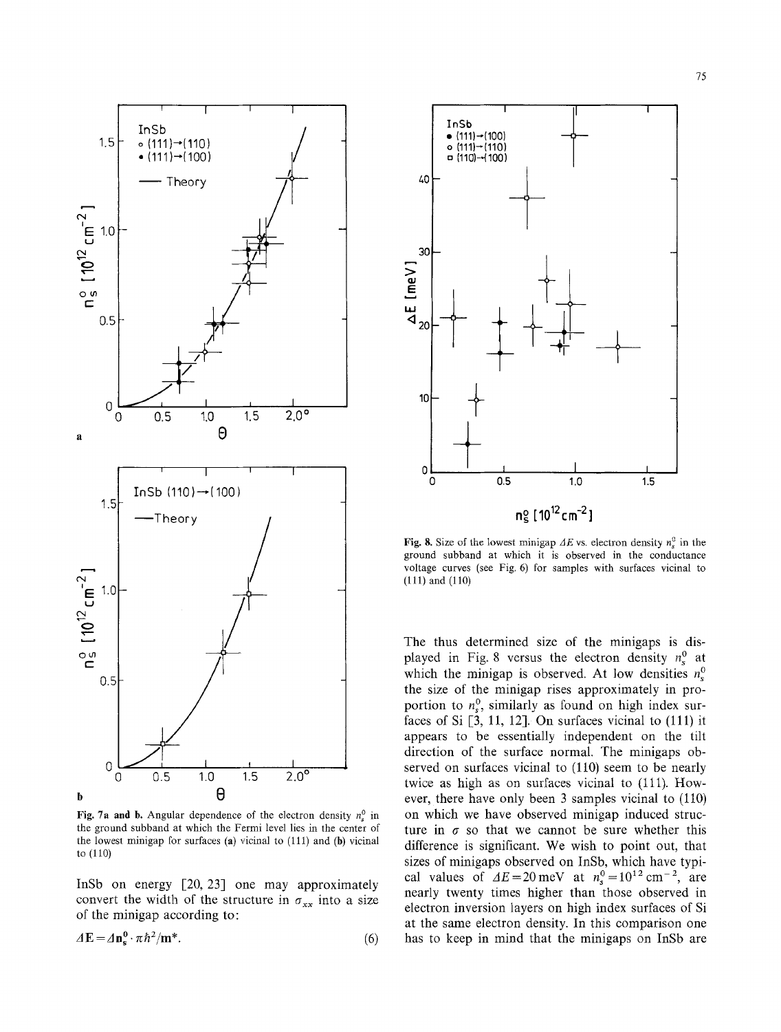**Fig. 7a and b.** Angular dependence of the electron density $n_s^0$ in the ground subband at which the Fermi level lies in the center of the lowest minigap for surfaces (**a**) vicinal to (111) and (**b**) vicinal to (110)

InSb on energy [20, 23] one may approximately convert the width of the structure in $\sigma_{xx}$ into a size of the minigap according to:

$$\Delta E = \Delta \mathbf{n}_s^0 \cdot \pi \hbar^2 / \mathbf{m}^*. \tag{6}$$

**Fig. 8.** Size of the lowest minigap $\Delta E$ vs. electron density $n_s^0$ in the ground subband at which it is observed in the conductance voltage curves (see Fig. 6) for samples with surfaces vicinal to (111) and (110)

The thus determined size of the minigaps is displayed in Fig. 8 versus the electron density $n_s^0$ at which the minigap is observed. At low densities $n_s^0$ the size of the minigap rises approximately in proportion to $n_s^0$, similarly as found on high index surfaces of Si [3, 11, 12]. On surfaces vicinal to (111) it appears to be essentially independent on the tilt direction of the surface normal. The minigaps observed on surfaces vicinal to (110) seem to be nearly twice as high as on surfaces vicinal to (111). However, there have only been 3 samples vicinal to (110) on which we have observed minigap induced structure in $\sigma$ so that we cannot be sure whether this difference is significant. We wish to point out, that sizes of minigaps observed on InSb, which have typical values of $\Delta E = 20$ meV at $n_s^0 = 10^{12}$ cm$^{-2}$, are nearly twenty times higher than those observed in electron inversion layers on high index surfaces of Si at the same electron density. In this comparison one has to keep in mind that the minigaps on InSb are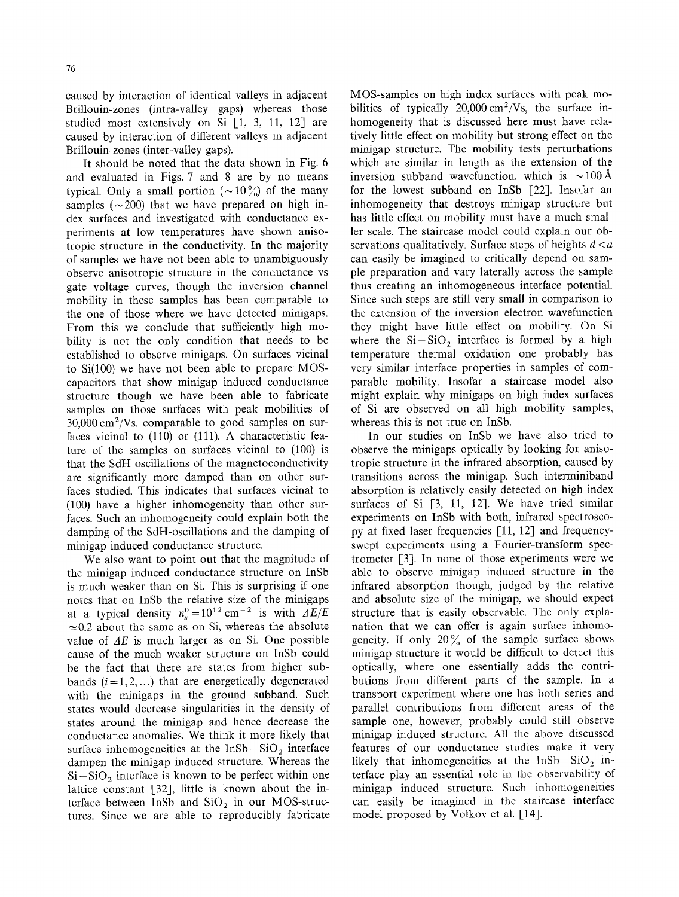caused by interaction of identical valleys in adjacent Brillouin-zones (intra-valley gaps) whereas those studied most extensively on Si [1, 3, 11, 12] are caused by interaction of different valleys in adjacent Brillouin-zones (inter-valley gaps).

It should be noted that the data shown in Fig. 6 and evaluated in Figs. 7 and 8 are by no means typical. Only a small portion ($\sim 10\%$) of the many samples ($\sim 200$) that we have prepared on high index surfaces and investigated with conductance experiments at low temperatures have shown anisotropic structure in the conductivity. In the majority of samples we have not been able to unambiguously observe anisotropic structure in the conductance vs gate voltage curves, though the inversion channel mobility in these samples has been comparable to the one of those where we have detected minigaps. From this we conclude that sufficiently high mobility is not the only condition that needs to be established to observe minigaps. On surfaces vicinal to Si(100) we have not been able to prepare MOS-capacitors that show minigap induced conductance structure though we have been able to fabricate samples on those surfaces with peak mobilities of $30{,}000\,\mathrm{cm^2/Vs}$, comparable to good samples on surfaces vicinal to (110) or (111). A characteristic feature of the samples on surfaces vicinal to (100) is that the SdH oscillations of the magnetoconductivity are significantly more damped than on other surfaces studied. This indicates that surfaces vicinal to (100) have a higher inhomogeneity than other surfaces. Such an inhomogeneity could explain both the damping of the SdH-oscillations and the damping of minigap induced conductance structure.

We also want to point out that the magnitude of the minigap induced conductance structure on InSb is much weaker than on Si. This is surprising if one notes that on InSb the relative size of the minigaps at a typical density $n_s^0 = 10^{12}\,\mathrm{cm^{-2}}$ is with $\Delta E/E \simeq 0.2$ about the same as on Si, whereas the absolute value of $\Delta E$ is much larger as on Si. One possible cause of the much weaker structure on InSb could be the fact that there are states from higher subbands ($i = 1, 2, \ldots$) that are energetically degenerated with the minigaps in the ground subband. Such states would decrease singularities in the density of states around the minigap and hence decrease the conductance anomalies. We think it more likely that surface inhomogeneities at the $\mathrm{InSb-SiO_2}$ interface dampen the minigap induced structure. Whereas the $\mathrm{Si-SiO_2}$ interface is known to be perfect within one lattice constant [32], little is known about the interface between InSb and $\mathrm{SiO_2}$ in our MOS-structures. Since we are able to reproducibly fabricate MOS-samples on high index surfaces with peak mobilities of typically $20{,}000\,\mathrm{cm^2/Vs}$, the surface inhomogeneity that is discussed here must have relatively little effect on mobility but strong effect on the minigap structure. The mobility tests perturbations which are similar in length as the extension of the inversion subband wavefunction, which is $\sim 100\,\mathrm{\AA}$ for the lowest subband on InSb [22]. Insofar an inhomogeneity that destroys minigap structure but has little effect on mobility must have a much smaller scale. The staircase model could explain our observations qualitatively. Surface steps of heights $d < a$ can easily be imagined to critically depend on sample preparation and vary laterally across the sample thus creating an inhomogeneous interface potential. Since such steps are still very small in comparison to the extension of the inversion electron wavefunction they might have little effect on mobility. On Si where the $\mathrm{Si-SiO_2}$ interface is formed by a high temperature thermal oxidation one probably has very similar interface properties in samples of comparable mobility. Insofar a staircase model also might explain why minigaps on high index surfaces of Si are observed on all high mobility samples, whereas this is not true on InSb.

In our studies on InSb we have also tried to observe the minigaps optically by looking for anisotropic structure in the infrared absorption, caused by transitions across the minigap. Such interminiband absorption is relatively easily detected on high index surfaces of Si [3, 11, 12]. We have tried similar experiments on InSb with both, infrared spectroscopy at fixed laser frequencies [11, 12] and frequency-swept experiments using a Fourier-transform spectrometer [3]. In none of those experiments were we able to observe minigap induced structure in the infrared absorption though, judged by the relative and absolute size of the minigap, we should expect structure that is easily observable. The only explanation that we can offer is again surface inhomogeneity. If only $20\%$ of the sample surface shows minigap structure it would be difficult to detect this optically, where one essentially adds the contributions from different parts of the sample. In a transport experiment where one has both series and parallel contributions from different areas of the sample one, however, probably could still observe minigap induced structure. All the above discussed features of our conductance studies make it very likely that inhomogeneities at the $\mathrm{InSb-SiO_2}$ interface play an essential role in the observability of minigap induced structure. Such inhomogeneities can easily be imagined in the staircase interface model proposed by Volkov et al. [14].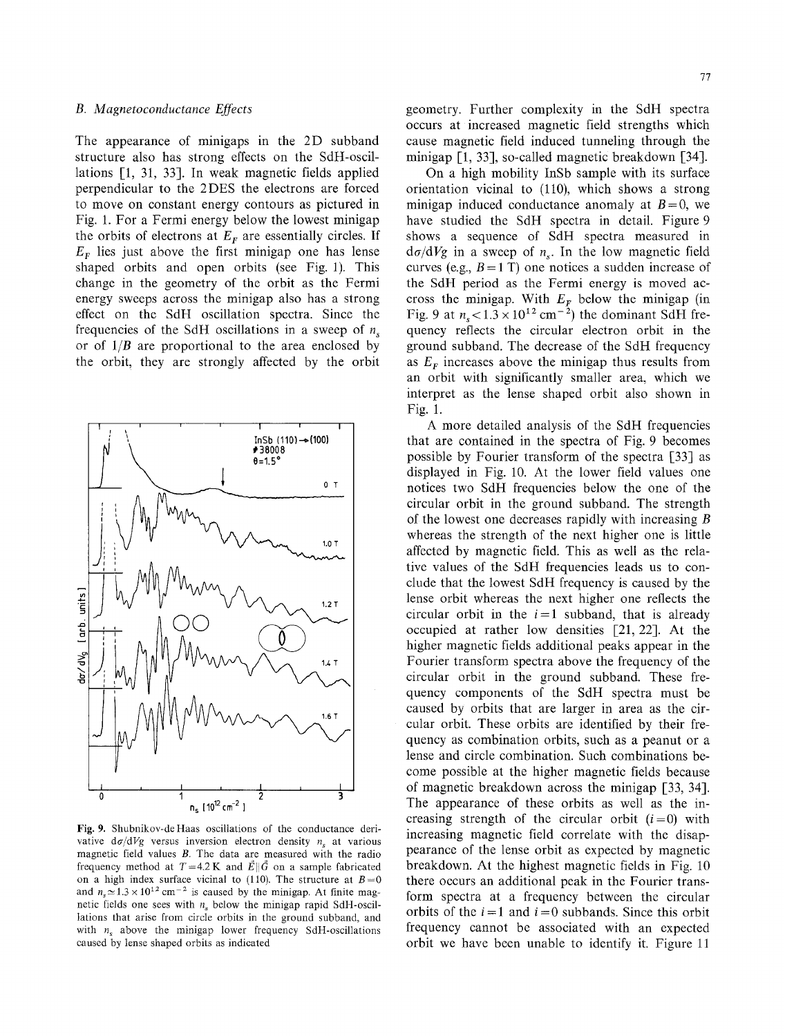### B. Magnetoconductance Effects

The appearance of minigaps in the 2D subband structure also has strong effects on the SdH-oscillations [1, 31, 33]. In weak magnetic fields applied perpendicular to the 2DES the electrons are forced to move on constant energy contours as pictured in Fig. 1. For a Fermi energy below the lowest minigap the orbits of electrons at $E_F$ are essentially circles. If $E_F$ lies just above the first minigap one has lense shaped orbits and open orbits (see Fig. 1). This change in the geometry of the orbit as the Fermi energy sweeps across the minigap also has a strong effect on the SdH oscillation spectra. Since the frequencies of the SdH oscillations in a sweep of $n_s$ or of $1/B$ are proportional to the area enclosed by the orbit, they are strongly affected by the orbit geometry. Further complexity in the SdH spectra occurs at increased magnetic field strengths which cause magnetic field induced tunneling through the minigap [1, 33], so-called magnetic breakdown [34].

On a high mobility InSb sample with its surface orientation vicinal to (110), which shows a strong minigap induced conductance anomaly at $B=0$, we have studied the SdH spectra in detail. Figure 9 shows a sequence of SdH spectra measured in $d\sigma/dVg$ in a sweep of $n_s$. In the low magnetic field curves (e.g., $B=1$ T) one notices a sudden increase of the SdH period as the Fermi energy is moved accross the minigap. With $E_F$ below the minigap (in Fig. 9 at $n_s < 1.3 \times 10^{12}\ \text{cm}^{-2}$) the dominant SdH frequency reflects the circular electron orbit in the ground subband. The decrease of the SdH frequency as $E_F$ increases above the minigap thus results from an orbit with significantly smaller area, which we interpret as the lense shaped orbit also shown in Fig. 1.

A more detailed analysis of the SdH frequencies that are contained in the spectra of Fig. 9 becomes possible by Fourier transform of the spectra [33] as displayed in Fig. 10. At the lower field values one notices two SdH frequencies below the one of the circular orbit in the ground subband. The strength of the lowest one decreases rapidly with increasing $B$ whereas the strength of the next higher one is little affected by magnetic field. This as well as the relative values of the SdH frequencies leads us to conclude that the lowest SdH frequency is caused by the lense orbit whereas the next higher one reflects the circular orbit in the $i=1$ subband, that is already occupied at rather low densities [21, 22]. At the higher magnetic fields additional peaks appear in the Fourier transform spectra above the frequency of the circular orbit in the ground subband. These frequency components of the SdH spectra must be caused by orbits that are larger in area as the circular orbit. These orbits are identified by their frequency as combination orbits, such as a peanut or a lense and circle combination. Such combinations become possible at the higher magnetic fields because of magnetic breakdown across the minigap [33, 34]. The appearance of these orbits as well as the increasing strength of the circular orbit ($i=0$) with increasing magnetic field correlate with the disappearance of the lense orbit as expected by magnetic breakdown. At the highest magnetic fields in Fig. 10 there occurs an additional peak in the Fourier transform spectra at a frequency between the circular orbits of the $i=1$ and $i=0$ subbands. Since this orbit frequency cannot be associated with an expected orbit we have been unable to identify it. Figure 11

**Fig. 9.** Shubnikov-de Haas oscillations of the conductance derivative $d\sigma/dVg$ versus inversion electron density $n_s$ at various magnetic field values $B$. The data are measured with the radio frequency method at $T=4.2$ K and $\vec{E} \parallel \vec{G}$ on a sample fabricated on a high index surface vicinal to (110). The structure at $B=0$ and $n_s \simeq 1.3 \times 10^{12}\ \text{cm}^{-2}$ is caused by the minigap. At finite magnetic fields one sees with $n_s$ below the minigap rapid SdH-oscillations that arise from circle orbits in the ground subband, and with $n_s$ above the minigap lower frequency SdH-oscillations caused by lense shaped orbits as indicated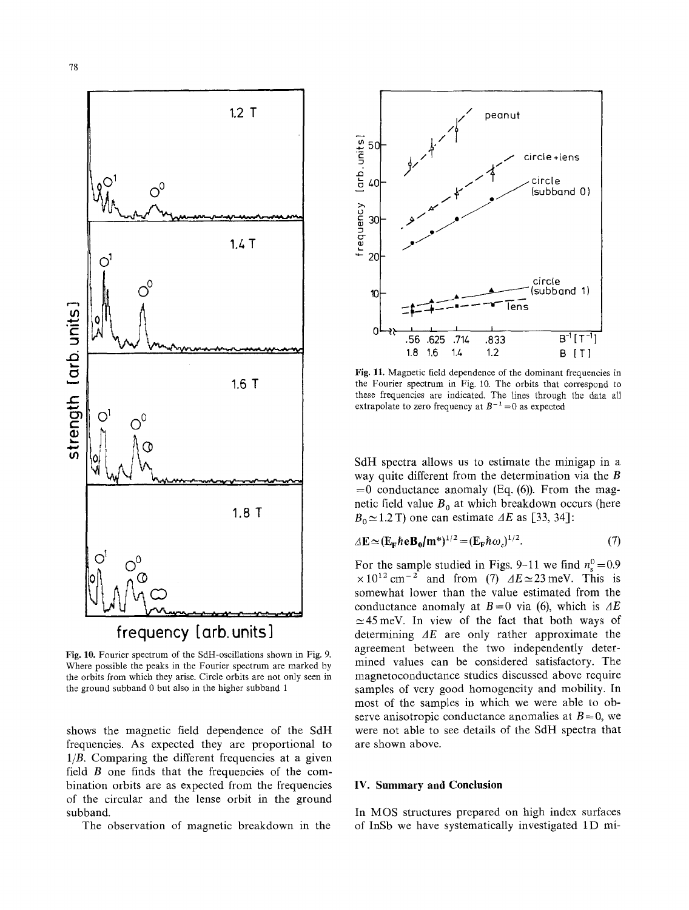Fig. 10. Fourier spectrum of the SdH-oscillations shown in Fig. 9. Where possible the peaks in the Fourier spectrum are marked by the orbits from which they arise. Circle orbits are not only seen in the ground subband 0 but also in the higher subband 1

Fig. 11. Magnetic field dependence of the dominant frequencies in the Fourier spectrum in Fig. 10. The orbits that correspond to these frequencies are indicated. The lines through the data all extrapolate to zero frequency at $B^{-1}=0$ as expected

shows the magnetic field dependence of the SdH frequencies. As expected they are proportional to $1/B$. Comparing the different frequencies at a given field $B$ one finds that the frequencies of the combination orbits are as expected from the frequencies of the circular and the lense orbit in the ground subband.

The observation of magnetic breakdown in the SdH spectra allows us to estimate the minigap in a way quite different from the determination via the $B=0$ conductance anomaly (Eq. (6)). From the magnetic field value $B_0$ at which breakdown occurs (here $B_0 \simeq 1.2$ T) one can estimate $\Delta E$ as [33, 34]:

$$\Delta E \simeq (E_F \hbar e B_0/m^*)^{1/2} = (E_F \hbar \omega_c)^{1/2}. \tag{7}$$

For the sample studied in Figs. 9–11 we find $n_s^0 = 0.9 \times 10^{12}\,\text{cm}^{-2}$ and from (7) $\Delta E \simeq 23$ meV. This is somewhat lower than the value estimated from the conductance anomaly at $B=0$ via (6), which is $\Delta E \simeq 45$ meV. In view of the fact that both ways of determining $\Delta E$ are only rather approximate the agreement between the two independently determined values can be considered satisfactory. The magnetoconductance studies discussed above require samples of very good homogeneity and mobility. In most of the samples in which we were able to observe anisotropic conductance anomalies at $B=0$, we were not able to see details of the SdH spectra that are shown above.

## IV. Summary and Conclusion

In MOS structures prepared on high index surfaces of InSb we have systematically investigated 1D mi-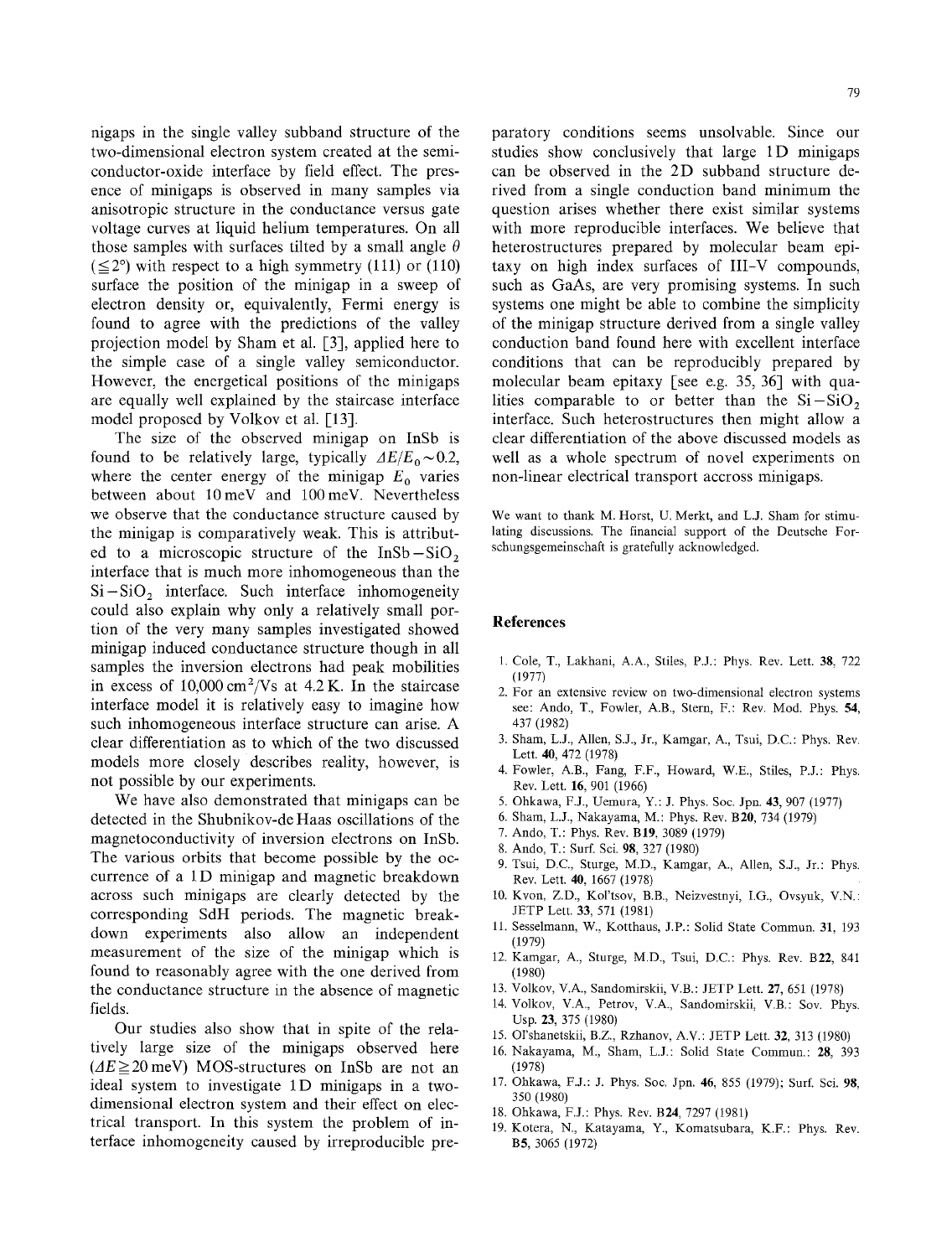nigaps in the single valley subband structure of the two-dimensional electron system created at the semiconductor-oxide interface by field effect. The presence of minigaps is observed in many samples via anisotropic structure in the conductance versus gate voltage curves at liquid helium temperatures. On all those samples with surfaces tilted by a small angle $\theta$ ($\leqq 2°$) with respect to a high symmetry (111) or (110) surface the position of the minigap in a sweep of electron density or, equivalently, Fermi energy is found to agree with the predictions of the valley projection model by Sham et al. [3], applied here to the simple case of a single valley semiconductor. However, the energetical positions of the minigaps are equally well explained by the staircase interface model proposed by Volkov et al. [13].

The size of the observed minigap on InSb is found to be relatively large, typically $\Delta E/E_0 \sim 0.2$, where the center energy of the minigap $E_0$ varies between about 10 meV and 100 meV. Nevertheless we observe that the conductance structure caused by the minigap is comparatively weak. This is attributed to a microscopic structure of the $InSb-SiO_2$ interface that is much more inhomogeneous than the $Si-SiO_2$ interface. Such interface inhomogeneity could also explain why only a relatively small portion of the very many samples investigated showed minigap induced conductance structure though in all samples the inversion electrons had peak mobilities in excess of 10,000 $cm^2/Vs$ at 4.2 K. In the staircase interface model it is relatively easy to imagine how such inhomogeneous interface structure can arise. A clear differentiation as to which of the two discussed models more closely describes reality, however, is not possible by our experiments.

We have also demonstrated that minigaps can be detected in the Shubnikov-de Haas oscillations of the magnetoconductivity of inversion electrons on InSb. The various orbits that become possible by the occurrence of a 1D minigap and magnetic breakdown across such minigaps are clearly detected by the corresponding SdH periods. The magnetic breakdown experiments also allow an independent measurement of the size of the minigap which is found to reasonably agree with the one derived from the conductance structure in the absence of magnetic fields.

Our studies also show that in spite of the relatively large size of the minigaps observed here ($\Delta E \geqq 20$ meV) MOS-structures on InSb are not an ideal system to investigate 1D minigaps in a two-dimensional electron system and their effect on electrical transport. In this system the problem of interface inhomogeneity caused by irreproducible preparatory conditions seems unsolvable. Since our studies show conclusively that large 1D minigaps can be observed in the 2D subband structure derived from a single conduction band minimum the question arises whether there exist similar systems with more reproducible interfaces. We believe that heterostructures prepared by molecular beam epitaxy on high index surfaces of III-V compounds, such as GaAs, are very promising systems. In such systems one might be able to combine the simplicity of the minigap structure derived from a single valley conduction band found here with excellent interface conditions that can be reproducibly prepared by molecular beam epitaxy [see e.g. 35, 36] with qualities comparable to or better than the $Si-SiO_2$ interface. Such heterostructures then might allow a clear differentiation of the above discussed models as well as a whole spectrum of novel experiments on non-linear electrical transport accross minigaps.

We want to thank M. Horst, U. Merkt, and L.J. Sham for stimulating discussions. The financial support of the Deutsche Forschungsgemeinschaft is gratefully acknowledged.

## References

1. Cole, T., Lakhani, A.A., Stiles, P.J.: Phys. Rev. Lett. **38**, 722 (1977)
2. For an extensive review on two-dimensional electron systems see: Ando, T., Fowler, A.B., Stern, F.: Rev. Mod. Phys. **54**, 437 (1982)
3. Sham, L.J., Allen, S.J., Jr., Kamgar, A., Tsui, D.C.: Phys. Rev. Lett. **40**, 472 (1978)
4. Fowler, A.B., Fang, F.F., Howard, W.E., Stiles, P.J.: Phys. Rev. Lett. **16**, 901 (1966)
5. Ohkawa, F.J., Uemura, Y.: J. Phys. Soc. Jpn. **43**, 907 (1977)
6. Sham, L.J., Nakayama, M.: Phys. Rev. B**20**, 734 (1979)
7. Ando, T.: Phys. Rev. B**19**, 3089 (1979)
8. Ando, T.: Surf. Sci. **98**, 327 (1980)
9. Tsui, D.C., Sturge, M.D., Kamgar, A., Allen, S.J., Jr.: Phys. Rev. Lett. **40**, 1667 (1978)
10. Kvon, Z.D., Kol'tsov, B.B., Neizvestnyi, I.G., Ovsyuk, V.N.: JETP Lett. **33**, 571 (1981)
11. Sesselmann, W., Kotthaus, J.P.: Solid State Commun. **31**, 193 (1979)
12. Kamgar, A., Sturge, M.D., Tsui, D.C.: Phys. Rev. B**22**, 841 (1980)
13. Volkov, V.A., Sandomirskii, V.B.: JETP Lett. **27**, 651 (1978)
14. Volkov, V.A., Petrov, V.A., Sandomirskii, V.B.: Sov. Phys. Usp. **23**, 375 (1980)
15. Ol'shanetskii, B.Z., Rzhanov, A.V.: JETP Lett. **32**, 313 (1980)
16. Nakayama, M., Sham, L.J.: Solid State Commun.: **28**, 393 (1978)
17. Ohkawa, F.J.: J. Phys. Soc. Jpn. **46**, 855 (1979); Surf. Sci. **98**, 350 (1980)
18. Ohkawa, F.J.: Phys. Rev. B**24**, 7297 (1981)
19. Kotera, N., Katayama, Y., Komatsubara, K.F.: Phys. Rev. B**5**, 3065 (1972)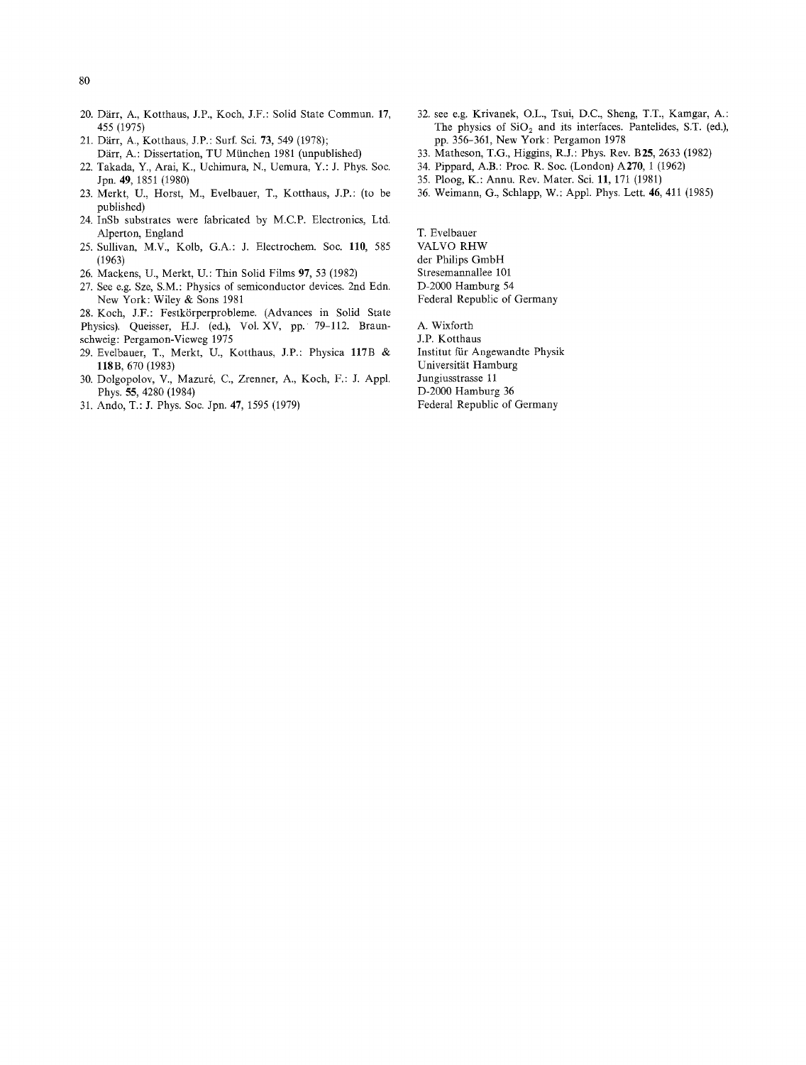20. Därr, A., Kotthaus, J.P., Koch, J.F.: Solid State Commun. **17**, 455 (1975)
21. Därr, A., Kotthaus, J.P.: Surf. Sci. **73**, 549 (1978); Därr, A.: Dissertation, TU München 1981 (unpublished)
22. Takada, Y., Arai, K., Uchimura, N., Uemura, Y.: J. Phys. Soc. Jpn. **49**, 1851 (1980)
23. Merkt, U., Horst, M., Evelbauer, T., Kotthaus, J.P.: (to be published)
24. InSb substrates were fabricated by M.C.P. Electronics, Ltd. Alperton, England
25. Sullivan, M.V., Kolb, G.A.: J. Electrochem. Soc. **110**, 585 (1963)
26. Mackens, U., Merkt, U.: Thin Solid Films **97**, 53 (1982)
27. See e.g. Sze, S.M.: Physics of semiconductor devices. 2nd Edn. New York: Wiley & Sons 1981
28. Koch, J.F.: Festkörperprobleme. (Advances in Solid State Physics). Queisser, H.J. (ed.), Vol. XV, pp. 79–112. Braunschweig: Pergamon-Vieweg 1975
29. Evelbauer, T., Merkt, U., Kotthaus, J.P.: Physica **117**B & **118**B, 670 (1983)
30. Dolgopolov, V., Mazuré, C., Zrenner, A., Koch, F.: J. Appl. Phys. **55**, 4280 (1984)
31. Ando, T.: J. Phys. Soc. Jpn. **47**, 1595 (1979)
32. see e.g. Krivanek, O.L., Tsui, D.C., Sheng, T.T., Kamgar, A.: The physics of $SiO_2$ and its interfaces. Pantelides, S.T. (ed.), pp. 356–361, New York: Pergamon 1978
33. Matheson, T.G., Higgins, R.J.: Phys. Rev. B**25**, 2633 (1982)
34. Pippard, A.B.: Proc. R. Soc. (London) A**270**, 1 (1962)
35. Ploog, K.: Annu. Rev. Mater. Sci. **11**, 171 (1981)
36. Weimann, G., Schlapp, W.: Appl. Phys. Lett. **46**, 411 (1985)

T. Evelbauer
VALVO RHW
der Philips GmbH
Stresemannallee 101
D-2000 Hamburg 54
Federal Republic of Germany

A. Wixforth
J.P. Kotthaus
Institut für Angewandte Physik
Universität Hamburg
Jungiusstrasse 11
D-2000 Hamburg 36
Federal Republic of Germany